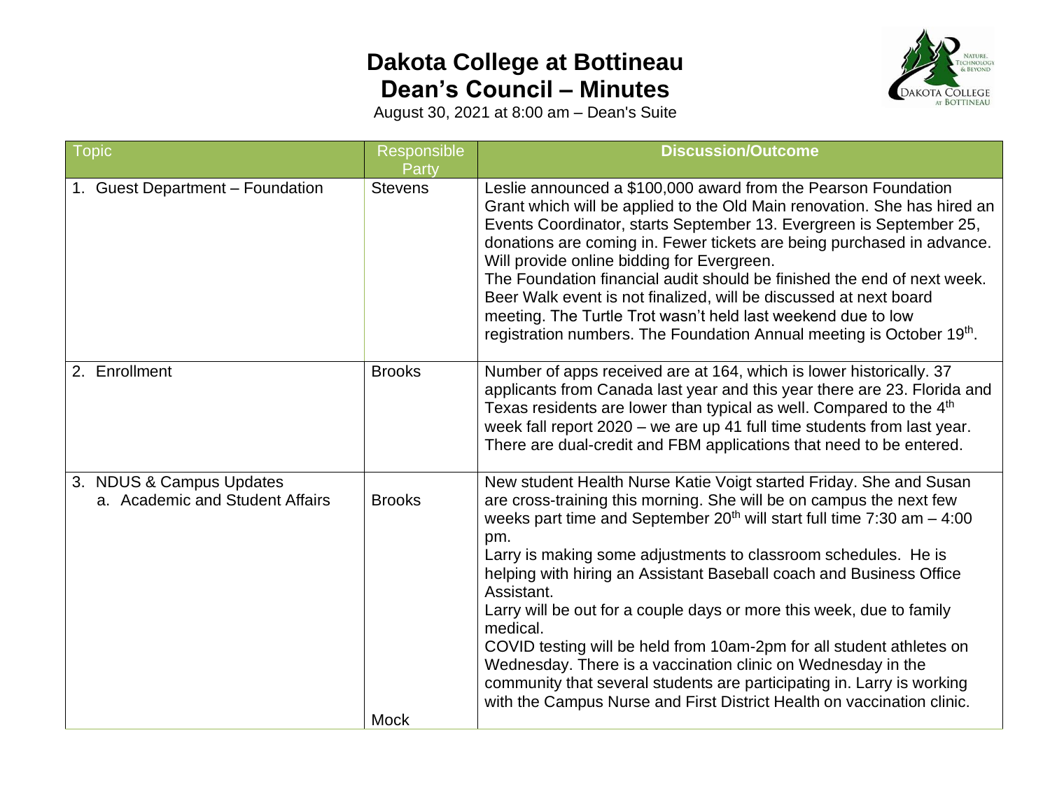# Dakota College at Bottineau
# Dean's Council – Minutes

August 30, 2021 at 8:00 am – Dean's Suite

| Topic | Responsible Party | Discussion/Outcome |
|---|---|---|
| 1. Guest Department – Foundation | Stevens | Leslie announced a $100,000 award from the Pearson Foundation Grant which will be applied to the Old Main renovation. She has hired an Events Coordinator, starts September 13. Evergreen is September 25, donations are coming in. Fewer tickets are being purchased in advance. Will provide online bidding for Evergreen. The Foundation financial audit should be finished the end of next week. Beer Walk event is not finalized, will be discussed at next board meeting. The Turtle Trot wasn't held last weekend due to low registration numbers. The Foundation Annual meeting is October 19th. |
| 2. Enrollment | Brooks | Number of apps received are at 164, which is lower historically. 37 applicants from Canada last year and this year there are 23. Florida and Texas residents are lower than typical as well. Compared to the 4th week fall report 2020 – we are up 41 full time students from last year. There are dual-credit and FBM applications that need to be entered. |
| 3. NDUS & Campus Updates<br>a. Academic and Student Affairs | Brooks<br><br><br><br><br><br><br><br><br><br><br><br>Mock | New student Health Nurse Katie Voigt started Friday. She and Susan are cross-training this morning. She will be on campus the next few weeks part time and September 20th will start full time 7:30 am – 4:00 pm.<br>Larry is making some adjustments to classroom schedules. He is helping with hiring an Assistant Baseball coach and Business Office Assistant.<br>Larry will be out for a couple days or more this week, due to family medical.<br>COVID testing will be held from 10am-2pm for all student athletes on Wednesday. There is a vaccination clinic on Wednesday in the community that several students are participating in. Larry is working with the Campus Nurse and First District Health on vaccination clinic. |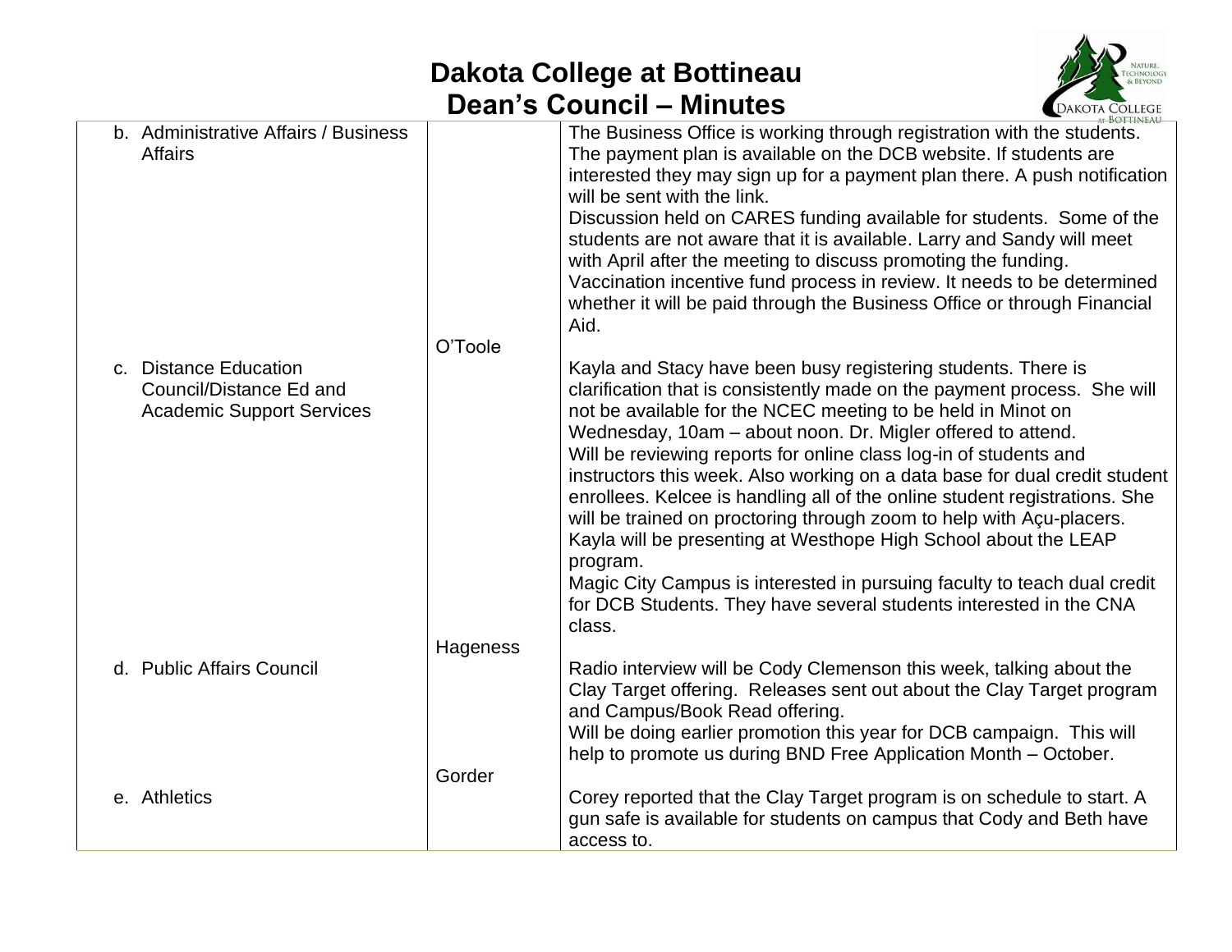# Dakota College at Bottineau
# Dean's Council – Minutes

| | | |
|---|---|---|
| b. Administrative Affairs / Business Affairs | | The Business Office is working through registration with the students. The payment plan is available on the DCB website. If students are interested they may sign up for a payment plan there. A push notification will be sent with the link.<br>Discussion held on CARES funding available for students. Some of the students are not aware that it is available. Larry and Sandy will meet with April after the meeting to discuss promoting the funding.<br>Vaccination incentive fund process in review. It needs to be determined whether it will be paid through the Business Office or through Financial Aid. |
| c. Distance Education Council/Distance Ed and Academic Support Services | O'Toole | Kayla and Stacy have been busy registering students. There is clarification that is consistently made on the payment process. She will not be available for the NCEC meeting to be held in Minot on Wednesday, 10am – about noon. Dr. Migler offered to attend.<br>Will be reviewing reports for online class log-in of students and instructors this week. Also working on a data base for dual credit student enrollees. Kelcee is handling all of the online student registrations. She will be trained on proctoring through zoom to help with Açu-placers.<br>Kayla will be presenting at Westhope High School about the LEAP program.<br>Magic City Campus is interested in pursuing faculty to teach dual credit for DCB Students. They have several students interested in the CNA class. |
| d. Public Affairs Council | Hageness | Radio interview will be Cody Clemenson this week, talking about the Clay Target offering. Releases sent out about the Clay Target program and Campus/Book Read offering.<br>Will be doing earlier promotion this year for DCB campaign. This will help to promote us during BND Free Application Month – October. |
| e. Athletics | Gorder | Corey reported that the Clay Target program is on schedule to start. A gun safe is available for students on campus that Cody and Beth have access to. |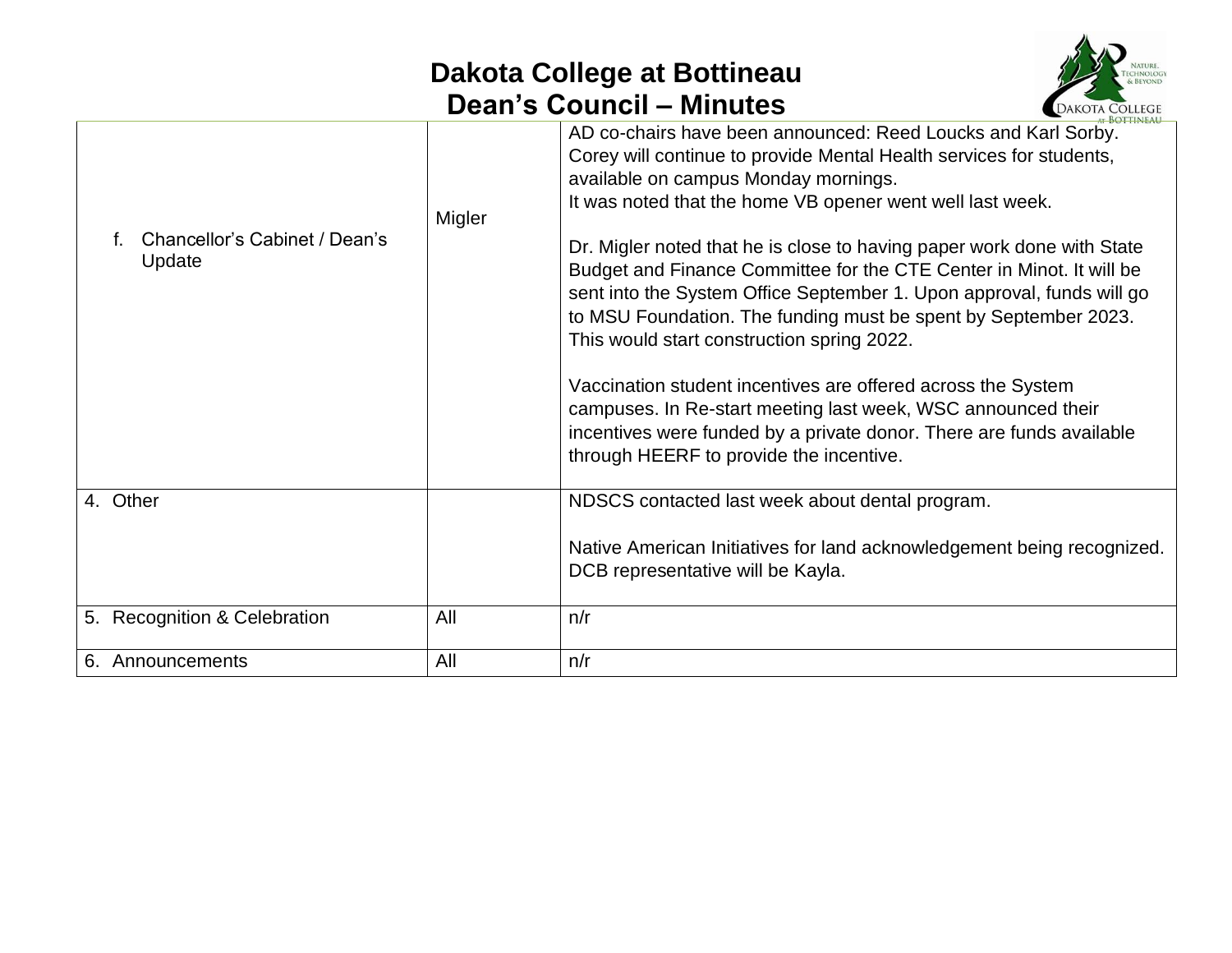# Dakota College at Bottineau
## Dean's Council – Minutes

| | | |
|---|---|---|
| f. Chancellor's Cabinet / Dean's Update | Migler | AD co-chairs have been announced: Reed Loucks and Karl Sorby. Corey will continue to provide Mental Health services for students, available on campus Monday mornings.<br>It was noted that the home VB opener went well last week.<br><br>Dr. Migler noted that he is close to having paper work done with State Budget and Finance Committee for the CTE Center in Minot. It will be sent into the System Office September 1. Upon approval, funds will go to MSU Foundation. The funding must be spent by September 2023. This would start construction spring 2022.<br><br>Vaccination student incentives are offered across the System campuses. In Re-start meeting last week, WSC announced their incentives were funded by a private donor. There are funds available through HEERF to provide the incentive. |
| 4. Other | | NDSCS contacted last week about dental program.<br><br>Native American Initiatives for land acknowledgement being recognized. DCB representative will be Kayla. |
| 5. Recognition & Celebration | All | n/r |
| 6. Announcements | All | n/r |